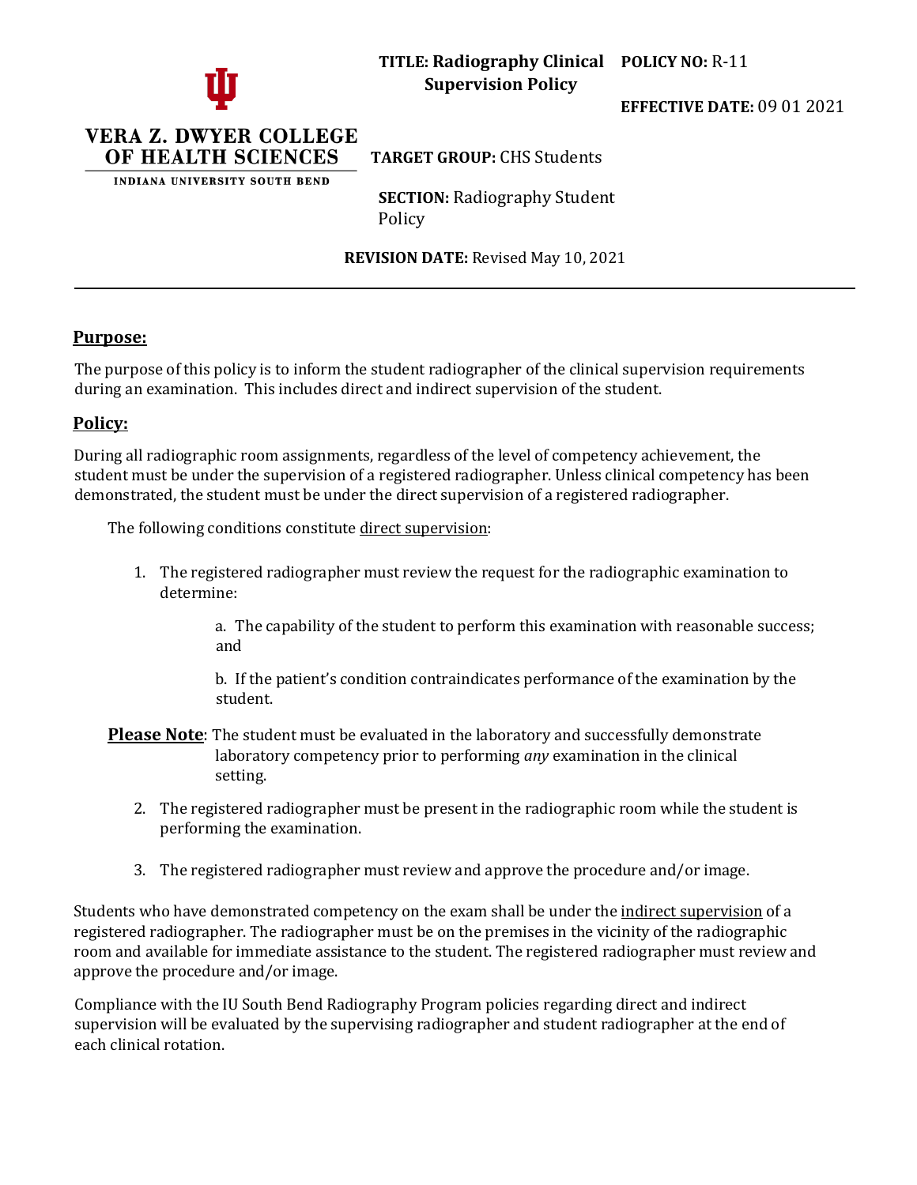**VERA Z. DWYER COLLEGE OF HEALTH SCIENCES**
INDIANA UNIVERSITY SOUTH BEND

**TITLE: Radiography Clinical Supervision Policy**

**POLICY NO:** R-11

**EFFECTIVE DATE:** 09 01 2021

**TARGET GROUP:** CHS Students

**SECTION:** Radiography Student Policy

**REVISION DATE:** Revised May 10, 2021

---

## Purpose:

The purpose of this policy is to inform the student radiographer of the clinical supervision requirements during an examination. This includes direct and indirect supervision of the student.

## Policy:

During all radiographic room assignments, regardless of the level of competency achievement, the student must be under the supervision of a registered radiographer. Unless clinical competency has been demonstrated, the student must be under the direct supervision of a registered radiographer.

The following conditions constitute direct supervision:

1. The registered radiographer must review the request for the radiographic examination to determine:

   a. The capability of the student to perform this examination with reasonable success; and

   b. If the patient's condition contraindicates performance of the examination by the student.

**Please Note**: The student must be evaluated in the laboratory and successfully demonstrate laboratory competency prior to performing *any* examination in the clinical setting.

2. The registered radiographer must be present in the radiographic room while the student is performing the examination.

3. The registered radiographer must review and approve the procedure and/or image.

Students who have demonstrated competency on the exam shall be under the indirect supervision of a registered radiographer. The radiographer must be on the premises in the vicinity of the radiographic room and available for immediate assistance to the student. The registered radiographer must review and approve the procedure and/or image.

Compliance with the IU South Bend Radiography Program policies regarding direct and indirect supervision will be evaluated by the supervising radiographer and student radiographer at the end of each clinical rotation.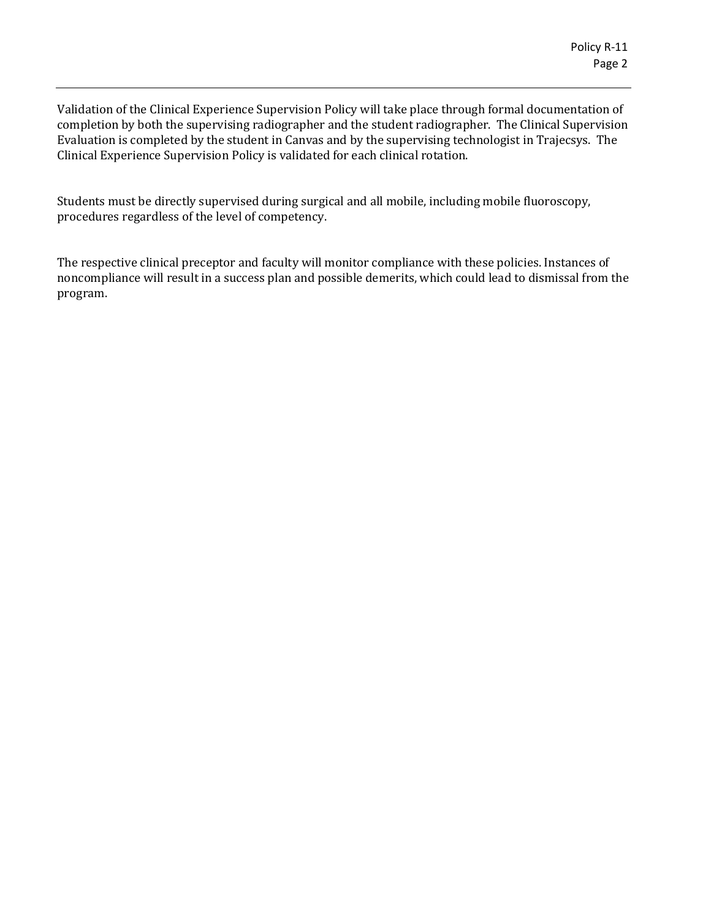Validation of the Clinical Experience Supervision Policy will take place through formal documentation of completion by both the supervising radiographer and the student radiographer. The Clinical Supervision Evaluation is completed by the student in Canvas and by the supervising technologist in Trajecsys. The Clinical Experience Supervision Policy is validated for each clinical rotation.

Students must be directly supervised during surgical and all mobile, including mobile fluoroscopy, procedures regardless of the level of competency.

The respective clinical preceptor and faculty will monitor compliance with these policies. Instances of noncompliance will result in a success plan and possible demerits, which could lead to dismissal from the program.